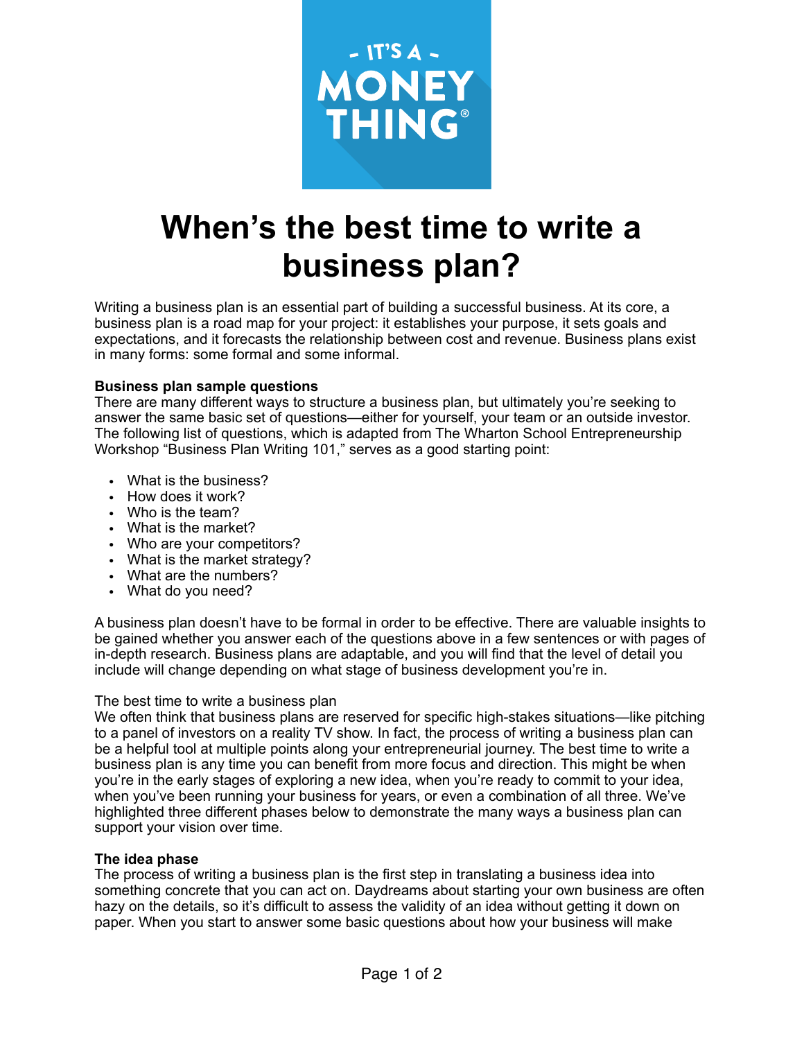# When's the best time to write a business plan?

Writing a business plan is an essential part of building a successful business. At its core, a business plan is a road map for your project: it establishes your purpose, it sets goals and expectations, and it forecasts the relationship between cost and revenue. Business plans exist in many forms: some formal and some informal.

**Business plan sample questions**

There are many different ways to structure a business plan, but ultimately you're seeking to answer the same basic set of questions—either for yourself, your team or an outside investor. The following list of questions, which is adapted from The Wharton School Entrepreneurship Workshop "Business Plan Writing 101," serves as a good starting point:

- What is the business?
- How does it work?
- Who is the team?
- What is the market?
- Who are your competitors?
- What is the market strategy?
- What are the numbers?
- What do you need?

A business plan doesn't have to be formal in order to be effective. There are valuable insights to be gained whether you answer each of the questions above in a few sentences or with pages of in-depth research. Business plans are adaptable, and you will find that the level of detail you include will change depending on what stage of business development you're in.

The best time to write a business plan

We often think that business plans are reserved for specific high-stakes situations—like pitching to a panel of investors on a reality TV show. In fact, the process of writing a business plan can be a helpful tool at multiple points along your entrepreneurial journey. The best time to write a business plan is any time you can benefit from more focus and direction. This might be when you're in the early stages of exploring a new idea, when you're ready to commit to your idea, when you've been running your business for years, or even a combination of all three. We've highlighted three different phases below to demonstrate the many ways a business plan can support your vision over time.

**The idea phase**

The process of writing a business plan is the first step in translating a business idea into something concrete that you can act on. Daydreams about starting your own business are often hazy on the details, so it's difficult to assess the validity of an idea without getting it down on paper. When you start to answer some basic questions about how your business will make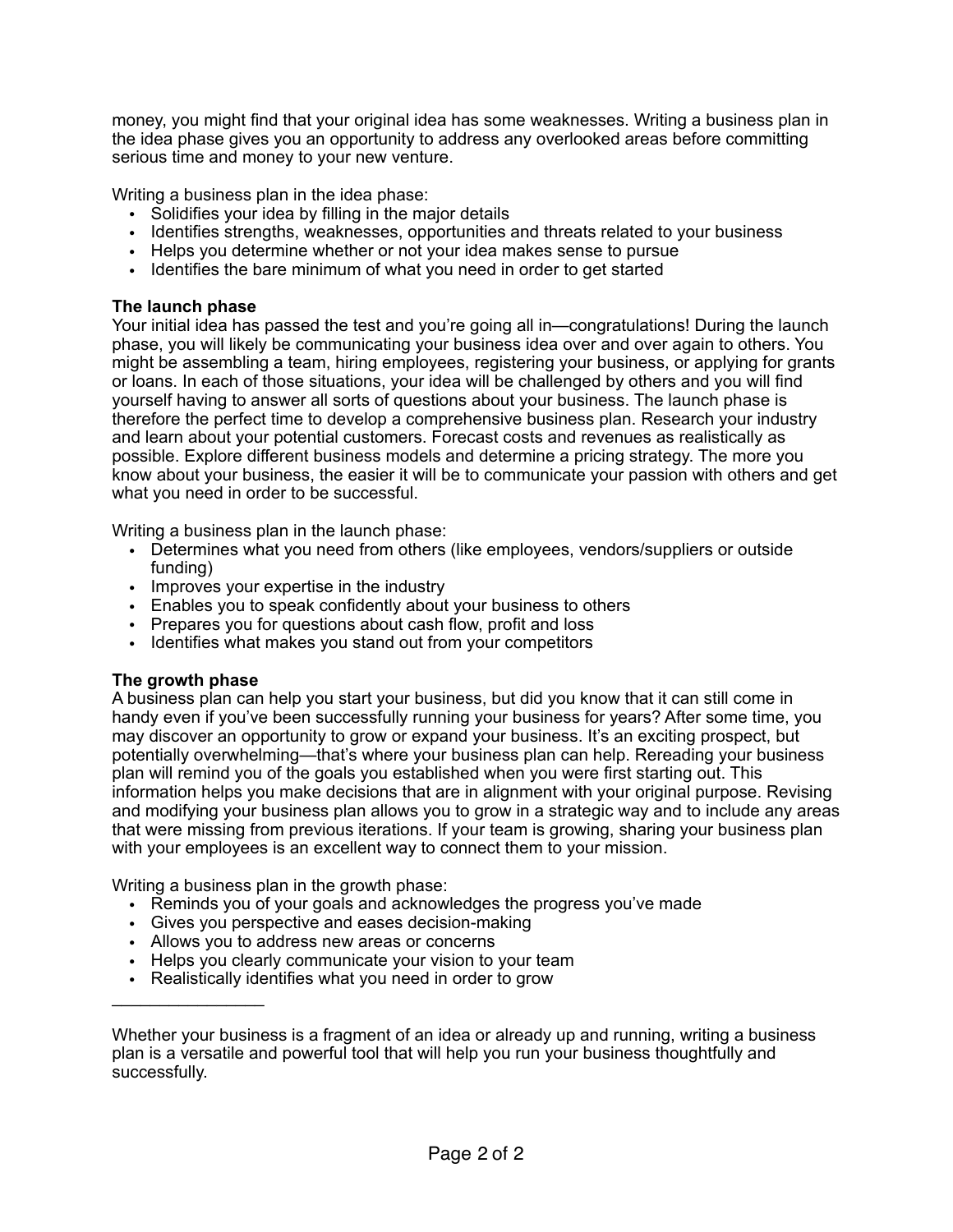money, you might find that your original idea has some weaknesses. Writing a business plan in the idea phase gives you an opportunity to address any overlooked areas before committing serious time and money to your new venture.

Writing a business plan in the idea phase:

- Solidifies your idea by filling in the major details
- Identifies strengths, weaknesses, opportunities and threats related to your business
- Helps you determine whether or not your idea makes sense to pursue
- Identifies the bare minimum of what you need in order to get started

**The launch phase**

Your initial idea has passed the test and you're going all in—congratulations! During the launch phase, you will likely be communicating your business idea over and over again to others. You might be assembling a team, hiring employees, registering your business, or applying for grants or loans. In each of those situations, your idea will be challenged by others and you will find yourself having to answer all sorts of questions about your business. The launch phase is therefore the perfect time to develop a comprehensive business plan. Research your industry and learn about your potential customers. Forecast costs and revenues as realistically as possible. Explore different business models and determine a pricing strategy. The more you know about your business, the easier it will be to communicate your passion with others and get what you need in order to be successful.

Writing a business plan in the launch phase:

- Determines what you need from others (like employees, vendors/suppliers or outside funding)
- Improves your expertise in the industry
- Enables you to speak confidently about your business to others
- Prepares you for questions about cash flow, profit and loss
- Identifies what makes you stand out from your competitors

**The growth phase**

A business plan can help you start your business, but did you know that it can still come in handy even if you've been successfully running your business for years? After some time, you may discover an opportunity to grow or expand your business. It's an exciting prospect, but potentially overwhelming—that's where your business plan can help. Rereading your business plan will remind you of the goals you established when you were first starting out. This information helps you make decisions that are in alignment with your original purpose. Revising and modifying your business plan allows you to grow in a strategic way and to include any areas that were missing from previous iterations. If your team is growing, sharing your business plan with your employees is an excellent way to connect them to your mission.

Writing a business plan in the growth phase:

- Reminds you of your goals and acknowledges the progress you've made
- Gives you perspective and eases decision-making
- Allows you to address new areas or concerns
- Helps you clearly communicate your vision to your team
- Realistically identifies what you need in order to grow

---

Whether your business is a fragment of an idea or already up and running, writing a business plan is a versatile and powerful tool that will help you run your business thoughtfully and successfully.